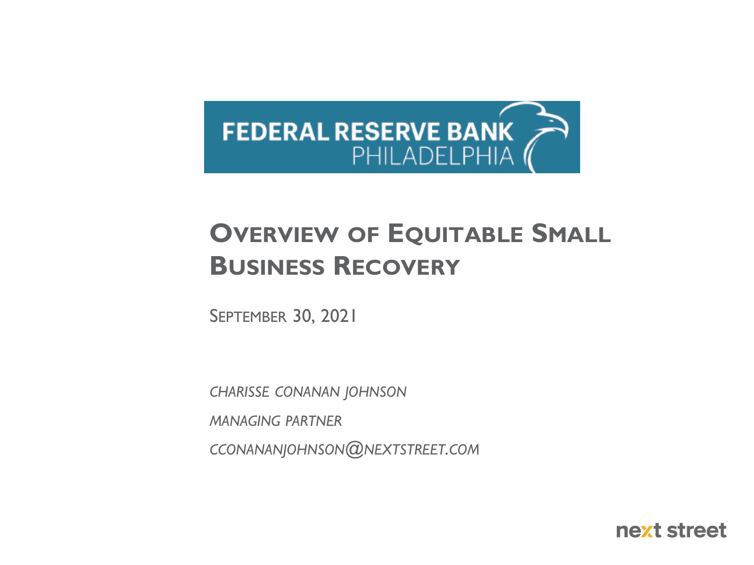FEDERAL RESERVE BANK PHILADELPHIA

# Overview of Equitable Small Business Recovery

September 30, 2021

*Charisse Conanan Johnson*

*Managing Partner*

*cconananjohnson@nextstreet.com*

next street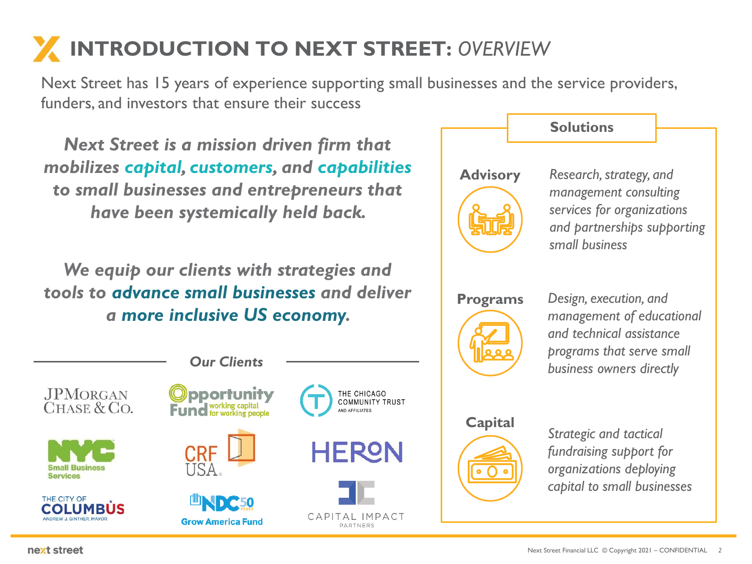# INTRODUCTION TO NEXT STREET: *OVERVIEW*

Next Street has 15 years of experience supporting small businesses and the service providers, funders, and investors that ensure their success

***Next Street is a mission driven firm that mobilizes capital, customers, and capabilities to small businesses and entrepreneurs that have been systemically held back.***

***We equip our clients with strategies and tools to advance small businesses and deliver a more inclusive US economy.***

## Our Clients

- JPMorgan Chase & Co.
- Opportunity Fund – working capital for working people
- The Chicago Community Trust and Affiliates
- NYC Small Business Services
- CRF USA
- HERON
- The City of Columbus – Andrew J. Ginther, Mayor
- NDC 50 Years – Grow America Fund
- Capital Impact Partners

## Solutions

**Advisory**

*Research, strategy, and management consulting services for organizations and partnerships supporting small business*

**Programs**

*Design, execution, and management of educational and technical assistance programs that serve small business owners directly*

**Capital**

*Strategic and tactical fundraising support for organizations deploying capital to small businesses*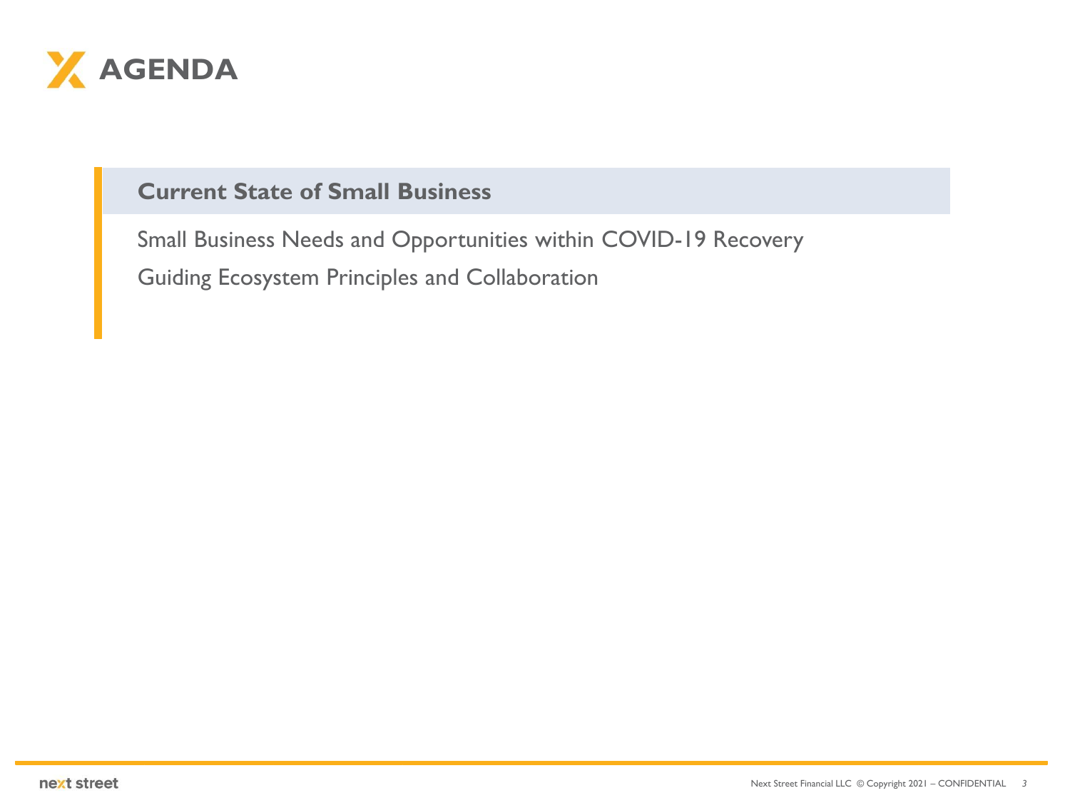# AGENDA

**Current State of Small Business**

Small Business Needs and Opportunities within COVID-19 Recovery

Guiding Ecosystem Principles and Collaboration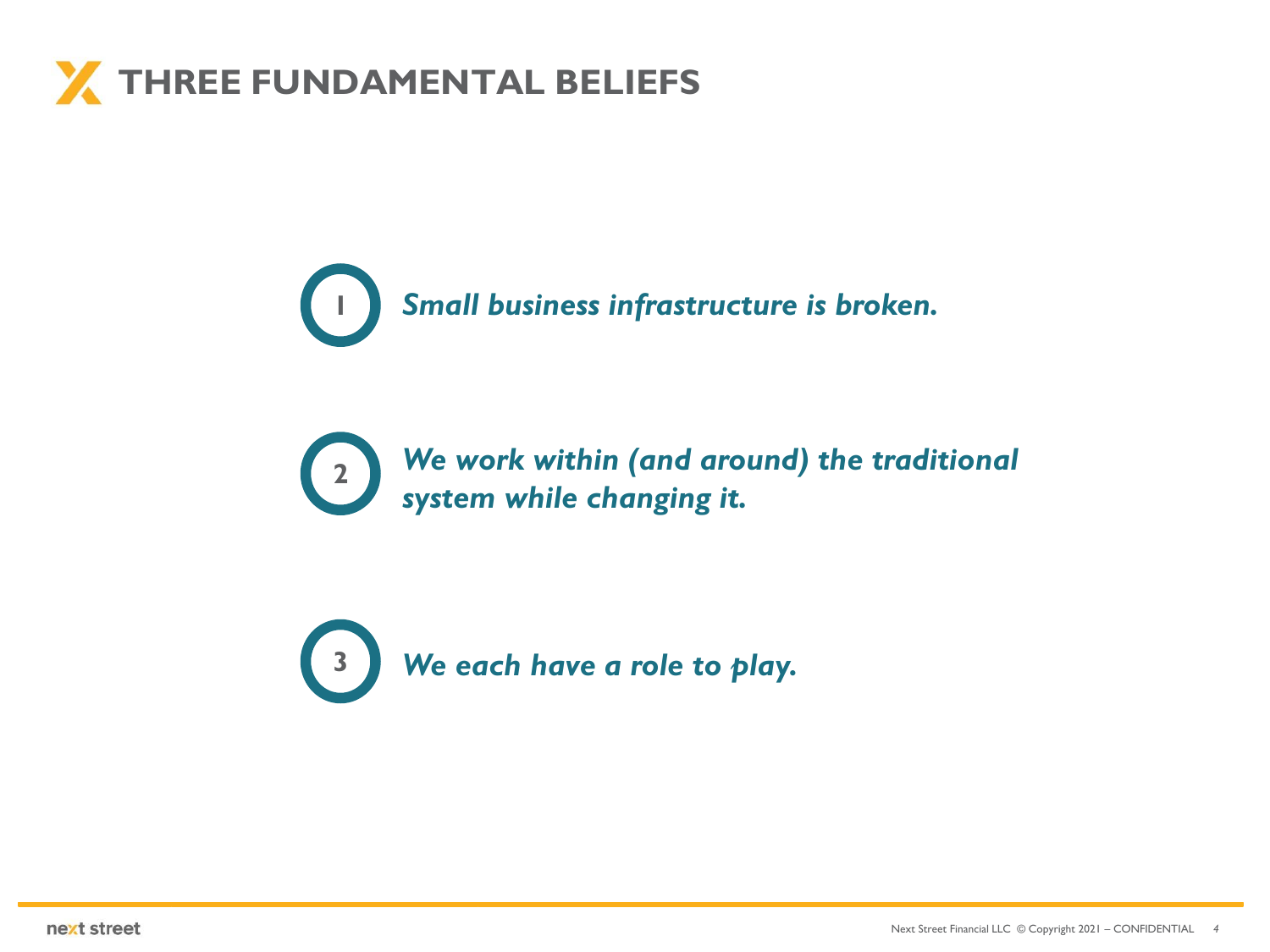# THREE FUNDAMENTAL BELIEFS

1. ***Small business infrastructure is broken.***

2. ***We work within (and around) the traditional system while changing it.***

3. ***We each have a role to play.***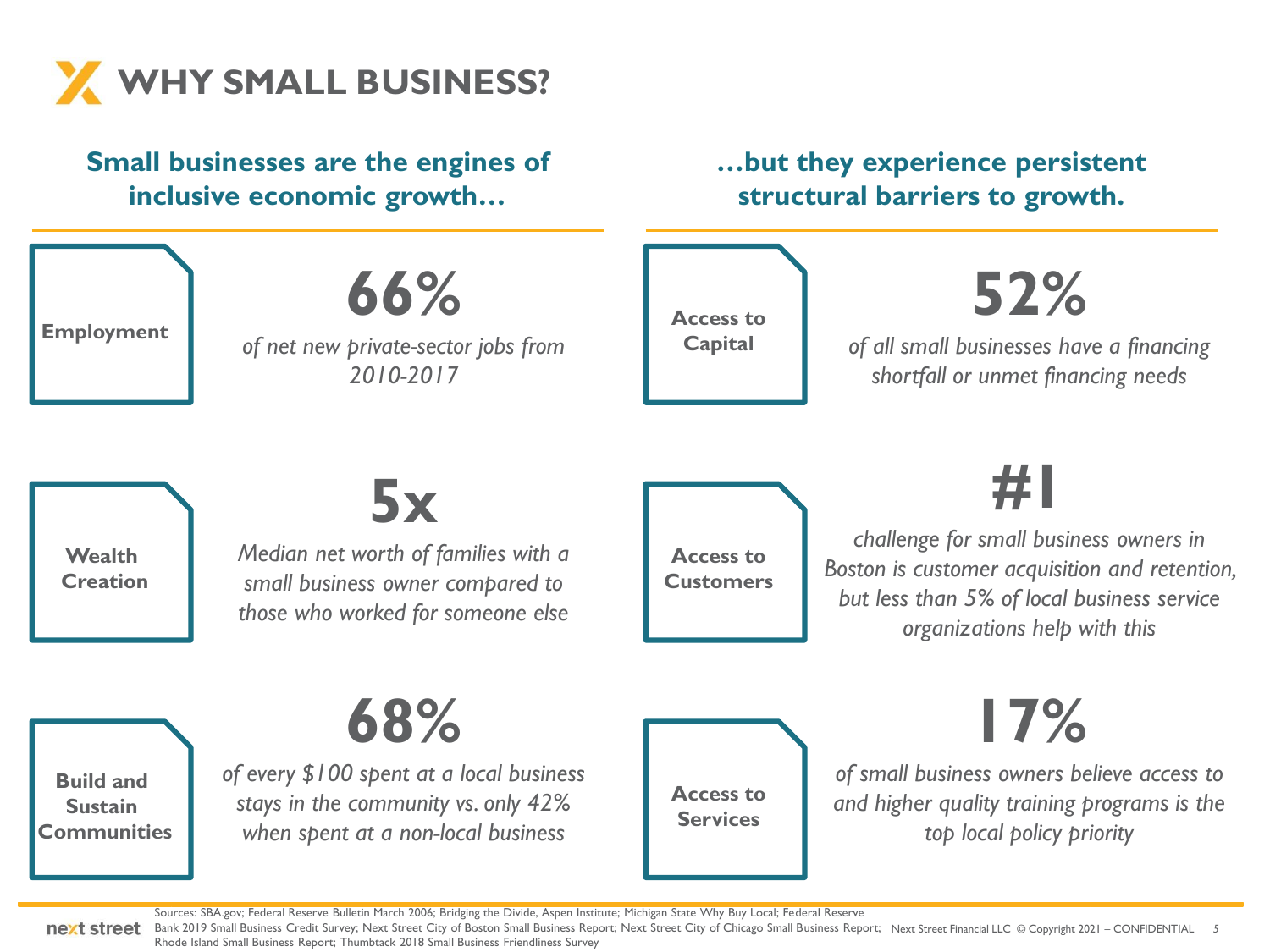# WHY SMALL BUSINESS?

## Small businesses are the engines of inclusive economic growth…

**Employment**

**66%**

*of net new private-sector jobs from 2010-2017*

**Wealth Creation**

**5x**

*Median net worth of families with a small business owner compared to those who worked for someone else*

**Build and Sustain Communities**

**68%**

*of every $100 spent at a local business stays in the community vs. only 42% when spent at a non-local business*

## …but they experience persistent structural barriers to growth.

**Access to Capital**

**52%**

*of all small businesses have a financing shortfall or unmet financing needs*

**Access to Customers**

**#1**

*challenge for small business owners in Boston is customer acquisition and retention, but less than 5% of local business service organizations help with this*

**Access to Services**

**17%**

*of small business owners believe access to and higher quality training programs is the top local policy priority*

Sources: SBA.gov; Federal Reserve Bulletin March 2006; Bridging the Divide, Aspen Institute; Michigan State Why Buy Local; Federal Reserve Bank 2019 Small Business Credit Survey; Next Street City of Boston Small Business Report; Next Street City of Chicago Small Business Report; Rhode Island Small Business Report; Thumbtack 2018 Small Business Friendliness Survey

Next Street Financial LLC © Copyright 2021 – CONFIDENTIAL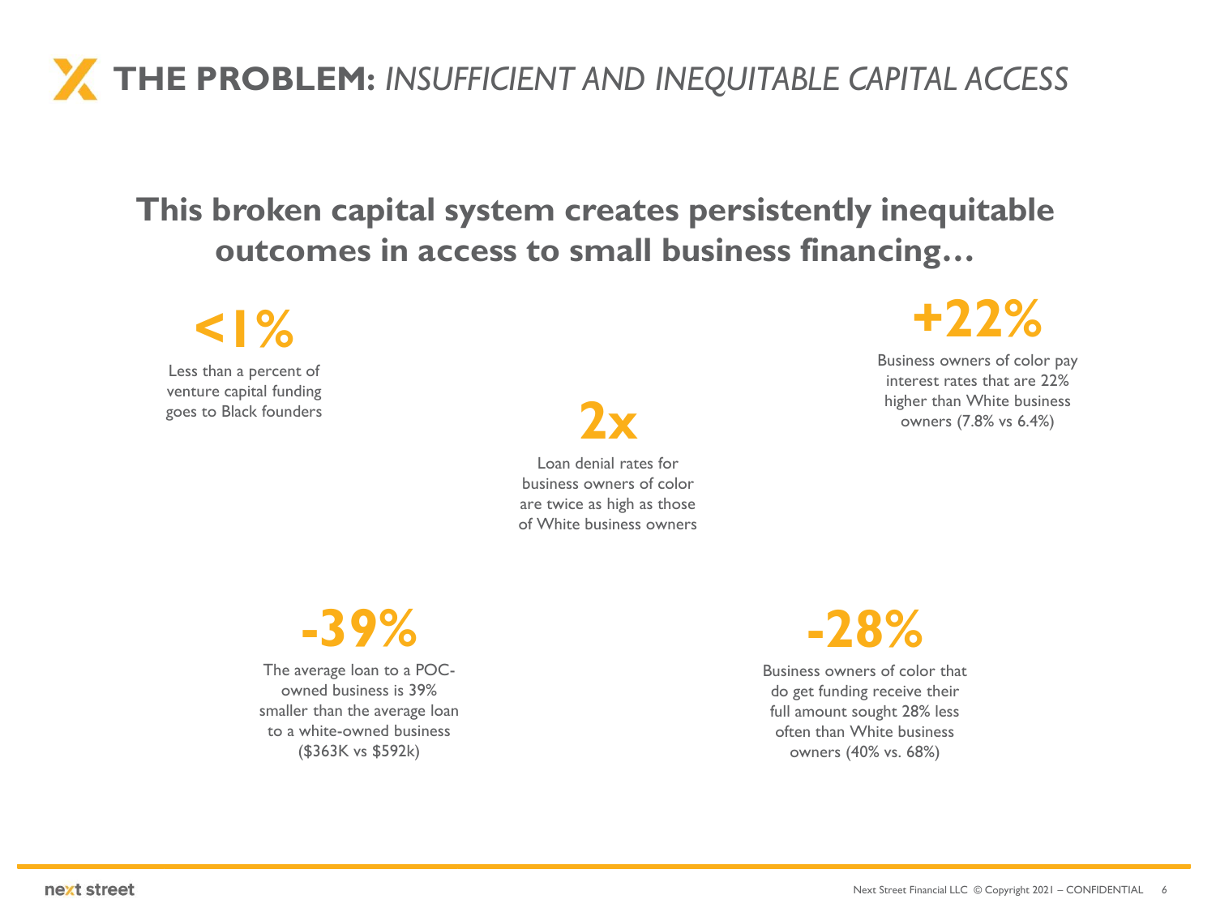# **THE PROBLEM:** *INSUFFICIENT AND INEQUITABLE CAPITAL ACCESS*

## This broken capital system creates persistently inequitable outcomes in access to small business financing…

**<1%**

Less than a percent of venture capital funding goes to Black founders

**2x**

Loan denial rates for business owners of color are twice as high as those of White business owners

**+22%**

Business owners of color pay interest rates that are 22% higher than White business owners (7.8% vs 6.4%)

**-39%**

The average loan to a POC-owned business is 39% smaller than the average loan to a white-owned business ($363K vs $592k)

**-28%**

Business owners of color that do get funding receive their full amount sought 28% less often than White business owners (40% vs. 68%)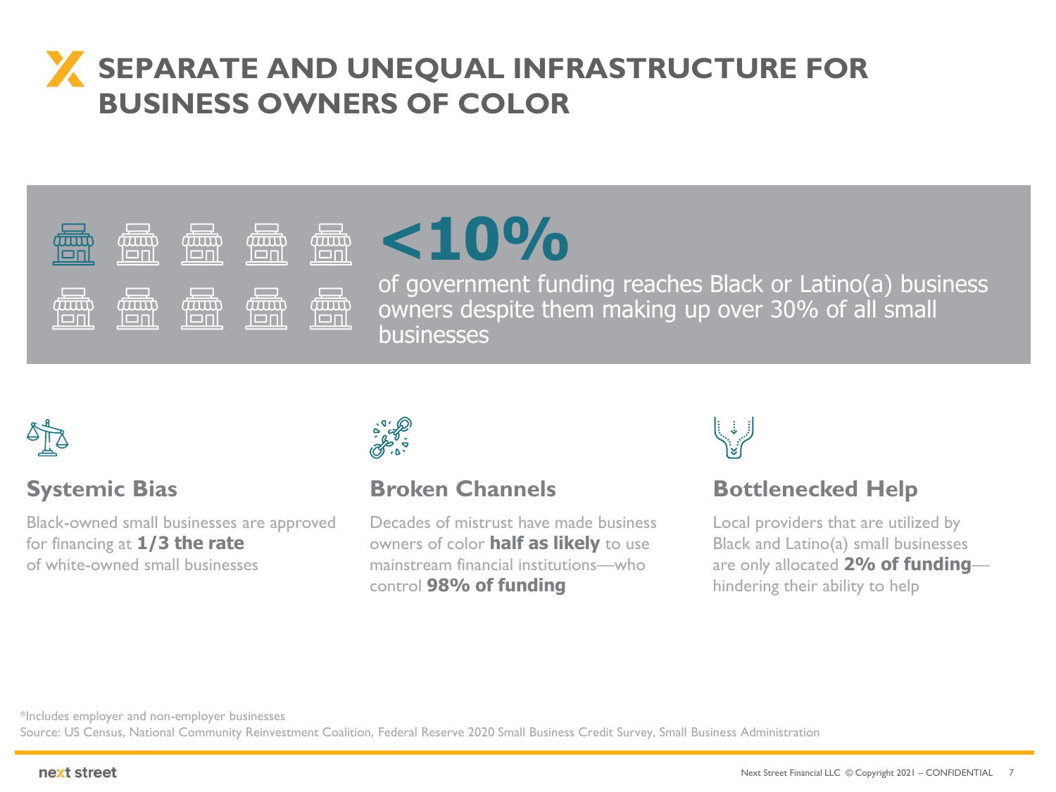# SEPARATE AND UNEQUAL INFRASTRUCTURE FOR BUSINESS OWNERS OF COLOR

**<10%**

of government funding reaches Black or Latino(a) business owners despite them making up over 30% of all small businesses

### Systemic Bias

Black-owned small businesses are approved for financing at **1/3 the rate** of white-owned small businesses

### Broken Channels

Decades of mistrust have made business owners of color **half as likely** to use mainstream financial institutions—who control **98% of funding**

### Bottlenecked Help

Local providers that are utilized by Black and Latino(a) small businesses are only allocated **2% of funding**—hindering their ability to help

*Includes employer and non-employer businesses

Source: US Census, National Community Reinvestment Coalition, Federal Reserve 2020 Small Business Credit Survey, Small Business Administration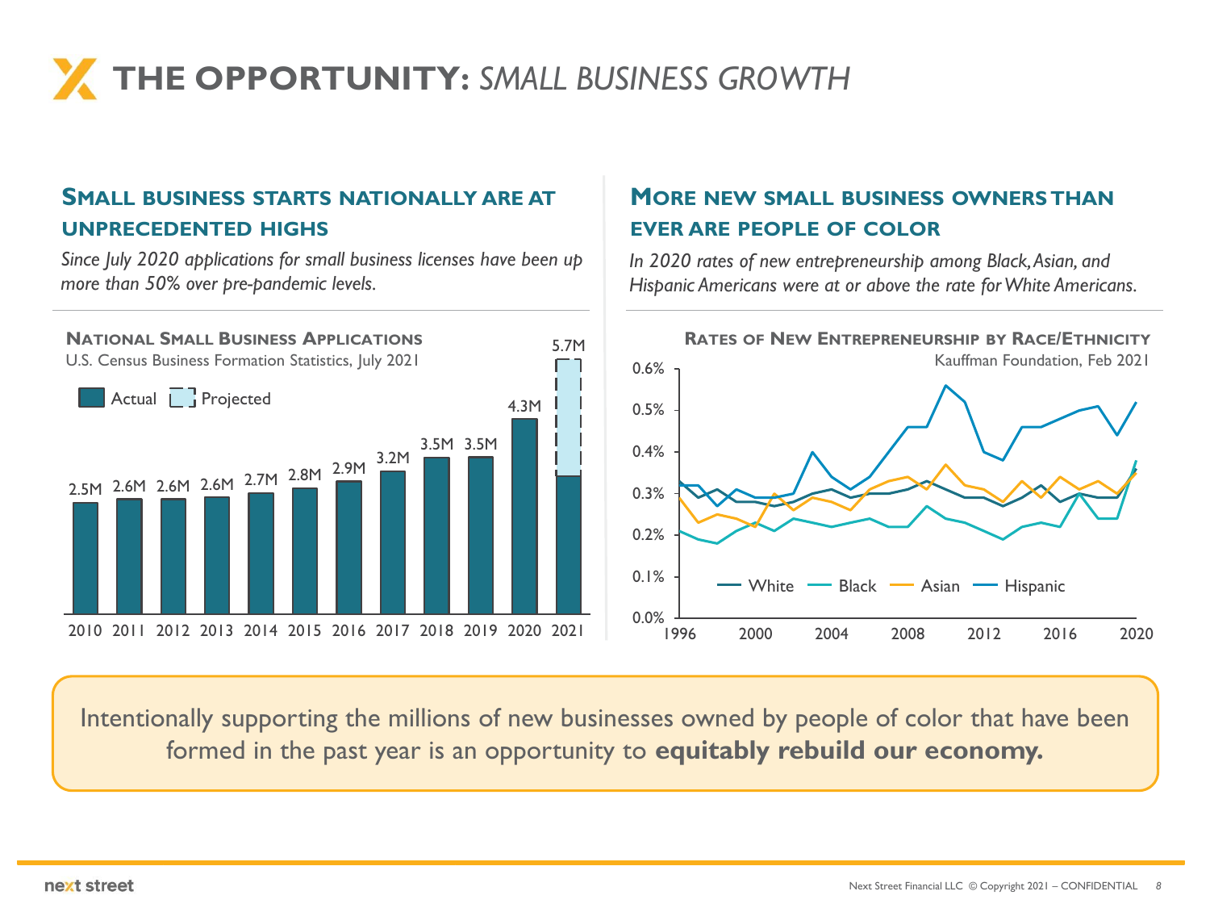# THE OPPORTUNITY: *SMALL BUSINESS GROWTH*

## Small business starts nationally are at unprecedented highs

*Since July 2020 applications for small business licenses have been up more than 50% over pre-pandemic levels.*

**National Small Business Applications**
U.S. Census Business Formation Statistics, July 2021

| Year | Applications |
| --- | --- |
| 2010 | 2.5M |
| 2011 | 2.6M |
| 2012 | 2.6M |
| 2013 | 2.6M |
| 2014 | 2.7M |
| 2015 | 2.8M |
| 2016 | 2.9M |
| 2017 | 3.2M |
| 2018 | 3.5M |
| 2019 | 3.5M |
| 2020 | 4.3M |
| 2021 | 5.7M (Projected) |

## More new small business owners than ever are people of color

*In 2020 rates of new entrepreneurship among Black, Asian, and Hispanic Americans were at or above the rate for White Americans.*

**Rates of New Entrepreneurship by Race/Ethnicity**
Kauffman Foundation, Feb 2021

White, Black, Asian, Hispanic (1996–2020; 0.0%–0.6%)

Intentionally supporting the millions of new businesses owned by people of color that have been formed in the past year is an opportunity to **equitably rebuild our economy.**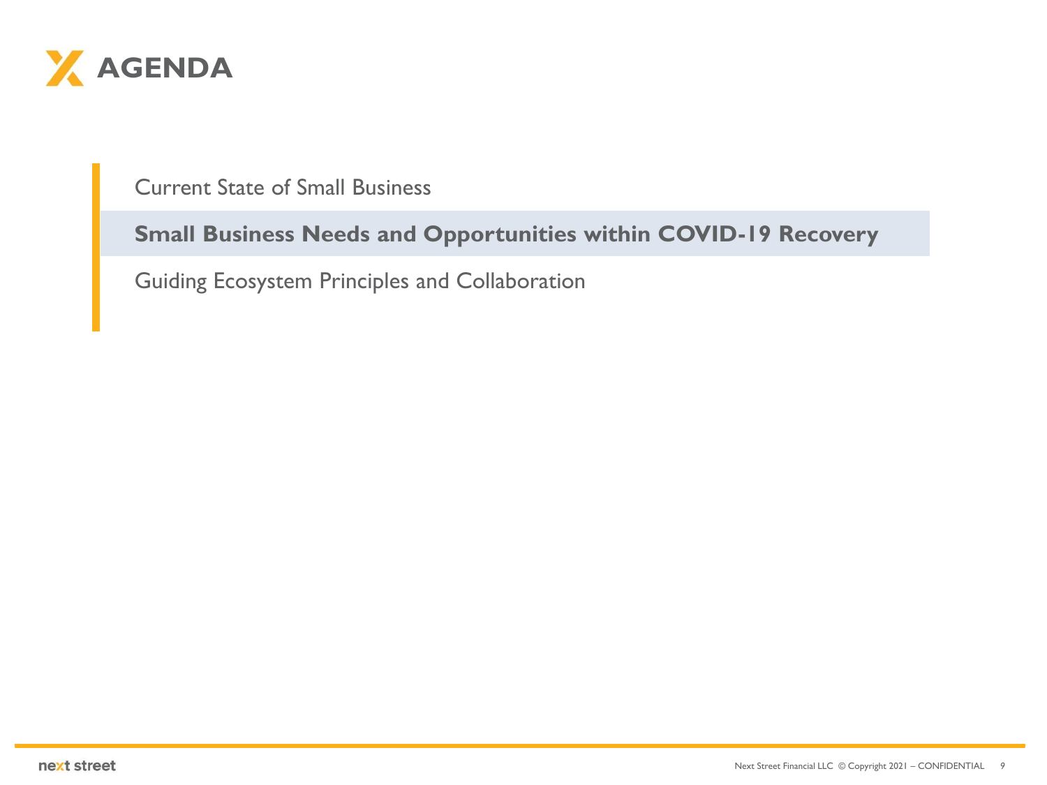# AGENDA

Current State of Small Business

**Small Business Needs and Opportunities within COVID-19 Recovery**

Guiding Ecosystem Principles and Collaboration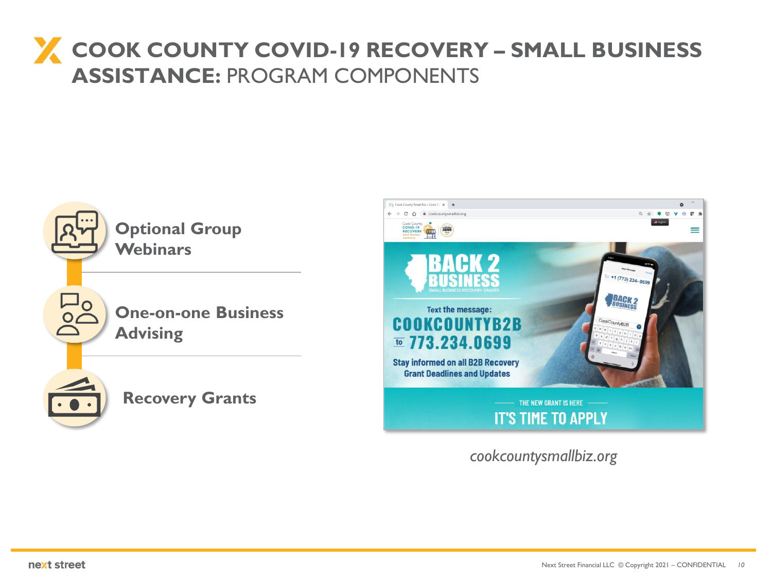# COOK COUNTY COVID-19 RECOVERY – SMALL BUSINESS ASSISTANCE: PROGRAM COMPONENTS

- **Optional Group Webinars**
- **One-on-one Business Advising**
- **Recovery Grants**

*cookcountysmallbiz.org*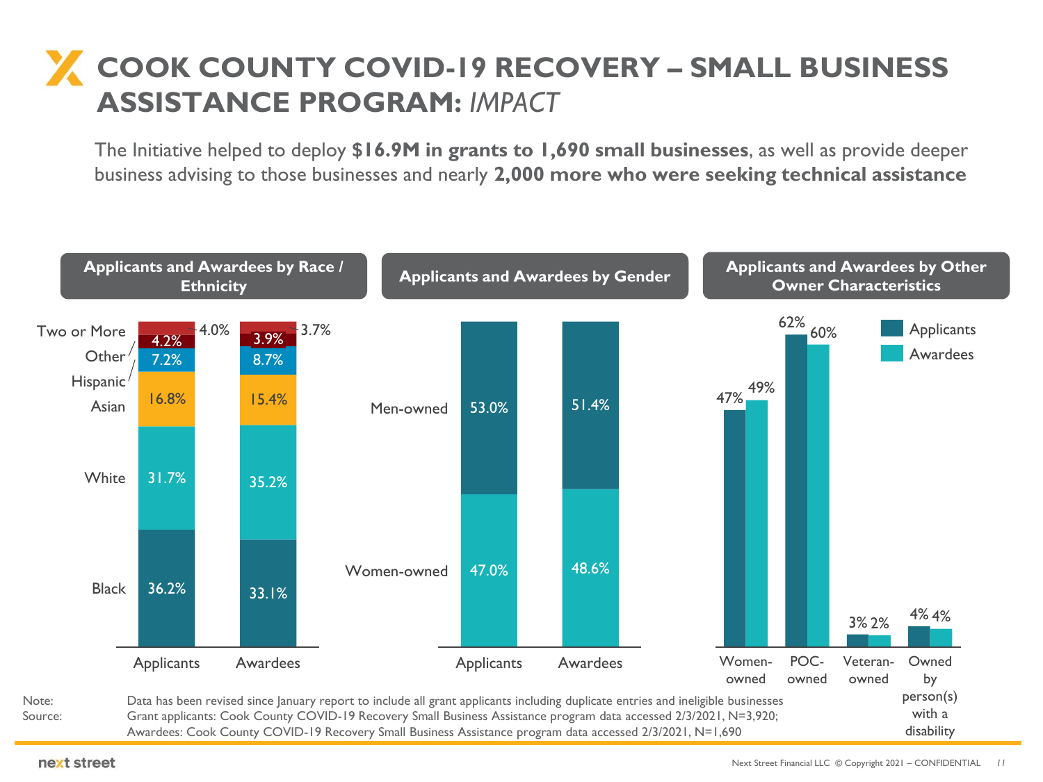# COOK COUNTY COVID-19 RECOVERY – SMALL BUSINESS ASSISTANCE PROGRAM: *IMPACT*

The Initiative helped to deploy **$16.9M in grants to 1,690 small businesses**, as well as provide deeper business advising to those businesses and nearly **2,000 more who were seeking technical assistance**

### Applicants and Awardees by Race / Ethnicity

| | Applicants | Awardees |
|---|---|---|
| Two or More | 4.0% | 3.7% |
| Other | 4.2% | 3.9% |
| Hispanic | 7.2% | 8.7% |
| Asian | 16.8% | 15.4% |
| White | 31.7% | 35.2% |
| Black | 36.2% | 33.1% |

### Applicants and Awardees by Gender

| | Applicants | Awardees |
|---|---|---|
| Men-owned | 53.0% | 51.4% |
| Women-owned | 47.0% | 48.6% |

### Applicants and Awardees by Other Owner Characteristics

| | Applicants | Awardees |
|---|---|---|
| Women-owned | 47% | 49% |
| POC-owned | 62% | 60% |
| Veteran-owned | 3% | 2% |
| Owned by person(s) with a disability | 4% | 4% |

Note: Data has been revised since January report to include all grant applicants including duplicate entries and ineligible businesses

Source: Grant applicants: Cook County COVID-19 Recovery Small Business Assistance program data accessed 2/3/2021, N=3,920; Awardees: Cook County COVID-19 Recovery Small Business Assistance program data accessed 2/3/2021, N=1,690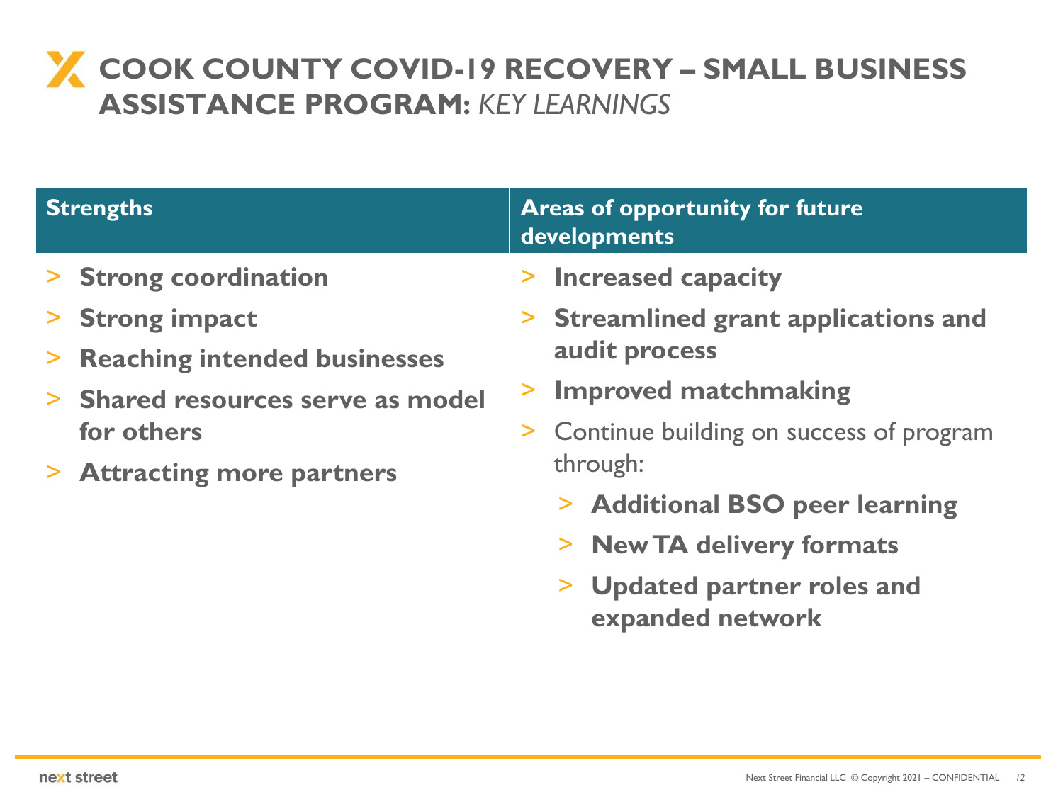# COOK COUNTY COVID-19 RECOVERY – SMALL BUSINESS ASSISTANCE PROGRAM: *KEY LEARNINGS*

| Strengths | Areas of opportunity for future developments |
|---|---|

**Strengths**

- **Strong coordination**
- **Strong impact**
- **Reaching intended businesses**
- **Shared resources serve as model for others**
- **Attracting more partners**

**Areas of opportunity for future developments**

- **Increased capacity**
- **Streamlined grant applications and audit process**
- **Improved matchmaking**
- Continue building on success of program through:
  - **Additional BSO peer learning**
  - **New TA delivery formats**
  - **Updated partner roles and expanded network**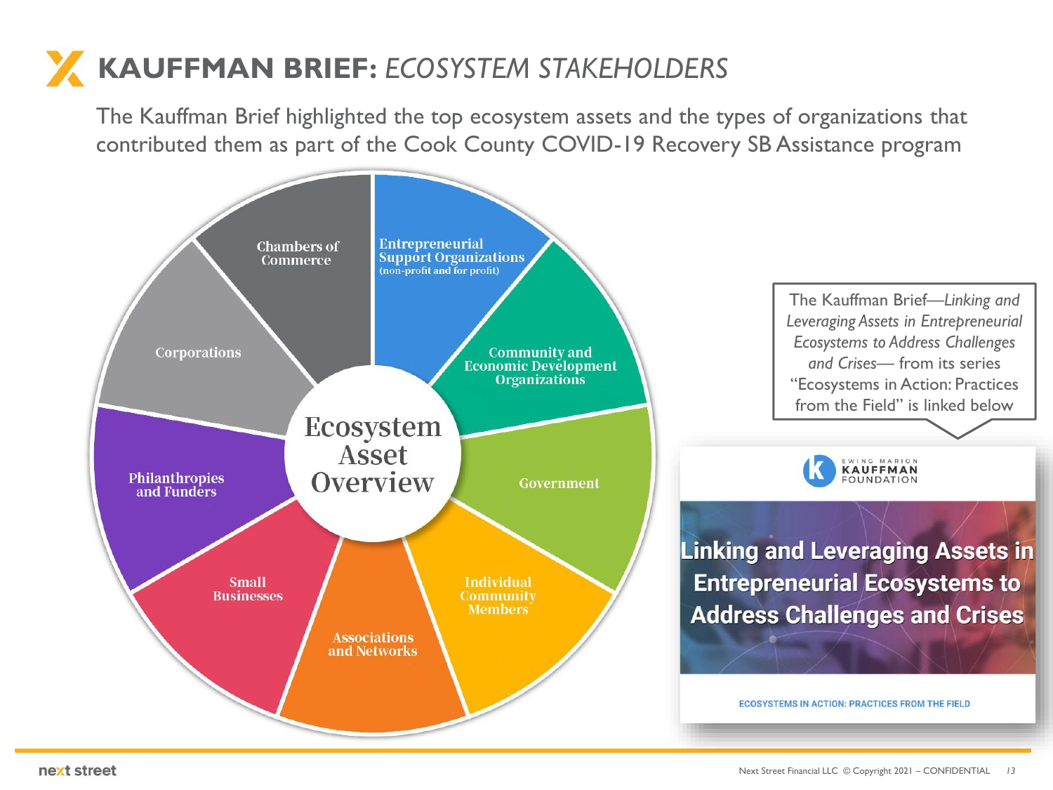# KAUFFMAN BRIEF: *ECOSYSTEM STAKEHOLDERS*

The Kauffman Brief highlighted the top ecosystem assets and the types of organizations that contributed them as part of the Cook County COVID-19 Recovery SB Assistance program

**Ecosystem Asset Overview**

- Entrepreneurial Support Organizations (non-profit and for profit)
- Community and Economic Development Organizations
- Government
- Individual Community Members
- Associations and Networks
- Small Businesses
- Philanthropies and Funders
- Corporations
- Chambers of Commerce

The Kauffman Brief—*Linking and Leveraging Assets in Entrepreneurial Ecosystems to Address Challenges and Crises*— from its series "Ecosystems in Action: Practices from the Field" is linked below

EWING MARION KAUFFMAN FOUNDATION

**Linking and Leveraging Assets in Entrepreneurial Ecosystems to Address Challenges and Crises**

ECOSYSTEMS IN ACTION: PRACTICES FROM THE FIELD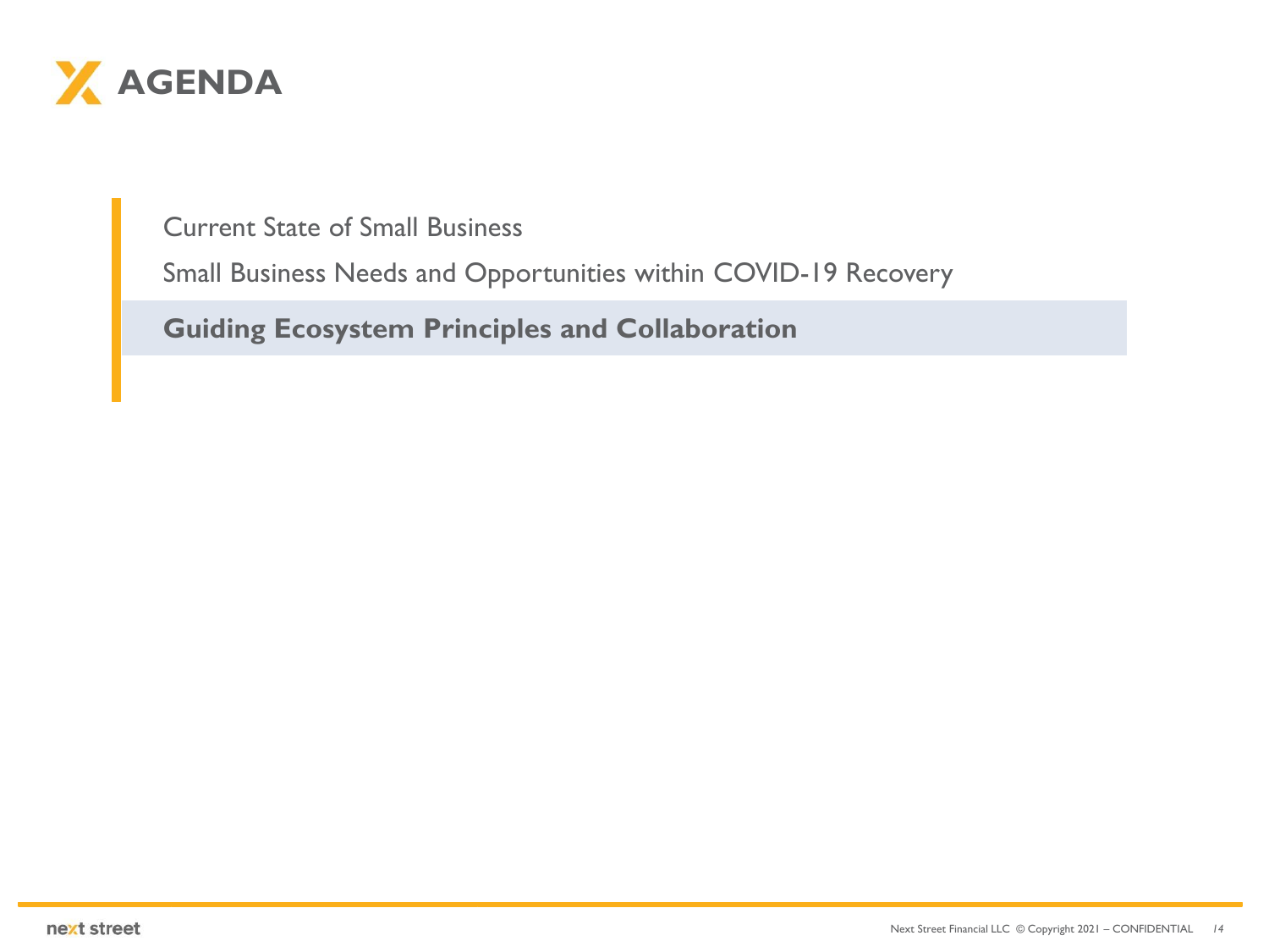# AGENDA

- Current State of Small Business
- Small Business Needs and Opportunities within COVID-19 Recovery
- **Guiding Ecosystem Principles and Collaboration**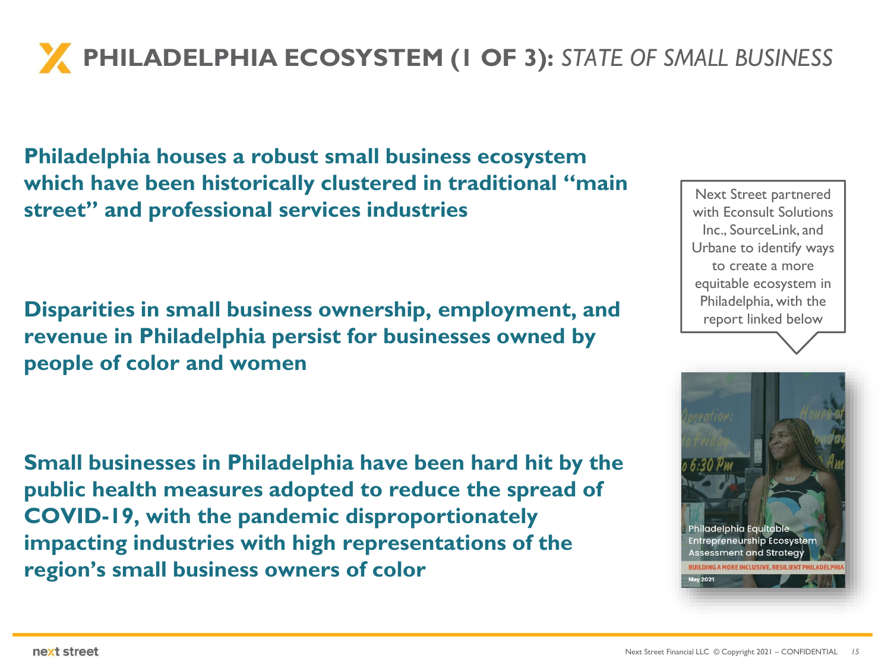# PHILADELPHIA ECOSYSTEM (1 OF 3): *STATE OF SMALL BUSINESS*

**Philadelphia houses a robust small business ecosystem which have been historically clustered in traditional "main street" and professional services industries**

**Disparities in small business ownership, employment, and revenue in Philadelphia persist for businesses owned by people of color and women**

**Small businesses in Philadelphia have been hard hit by the public health measures adopted to reduce the spread of COVID-19, with the pandemic disproportionately impacting industries with high representations of the region's small business owners of color**

Next Street partnered with Econsult Solutions Inc., SourceLink, and Urbane to identify ways to create a more equitable ecosystem in Philadelphia, with the report linked below

Philadelphia Equitable Entrepreneurship Ecosystem Assessment and Strategy

BUILDING A MORE INCLUSIVE, RESILIENT PHILADELPHIA

May 2021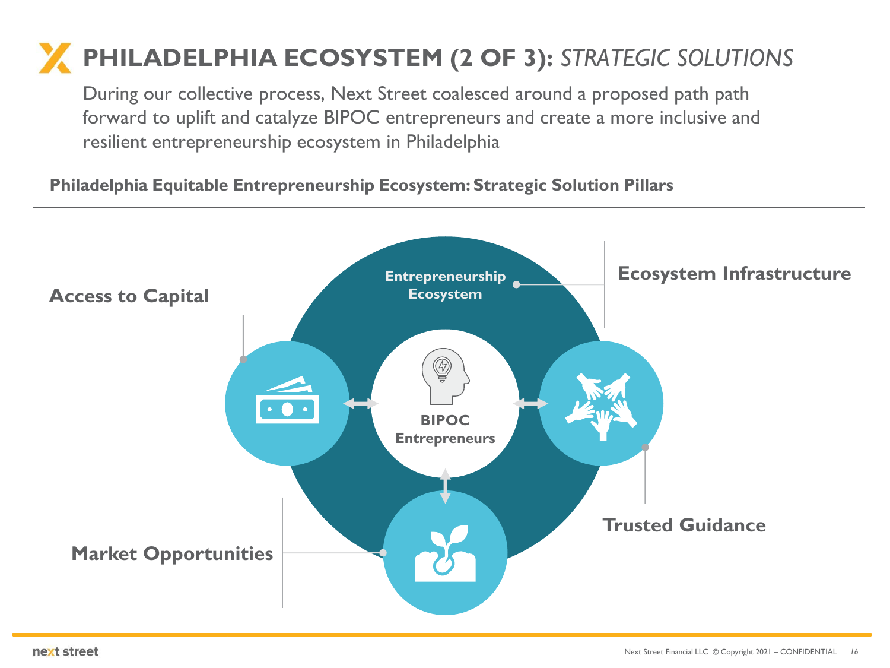# PHILADELPHIA ECOSYSTEM (2 OF 3): *STRATEGIC SOLUTIONS*

During our collective process, Next Street coalesced around a proposed path path forward to uplift and catalyze BIPOC entrepreneurs and create a more inclusive and resilient entrepreneurship ecosystem in Philadelphia

**Philadelphia Equitable Entrepreneurship Ecosystem: Strategic Solution Pillars**

Entrepreneurship Ecosystem

BIPOC Entrepreneurs

- **Access to Capital**
- **Ecosystem Infrastructure**
- **Trusted Guidance**
- **Market Opportunities**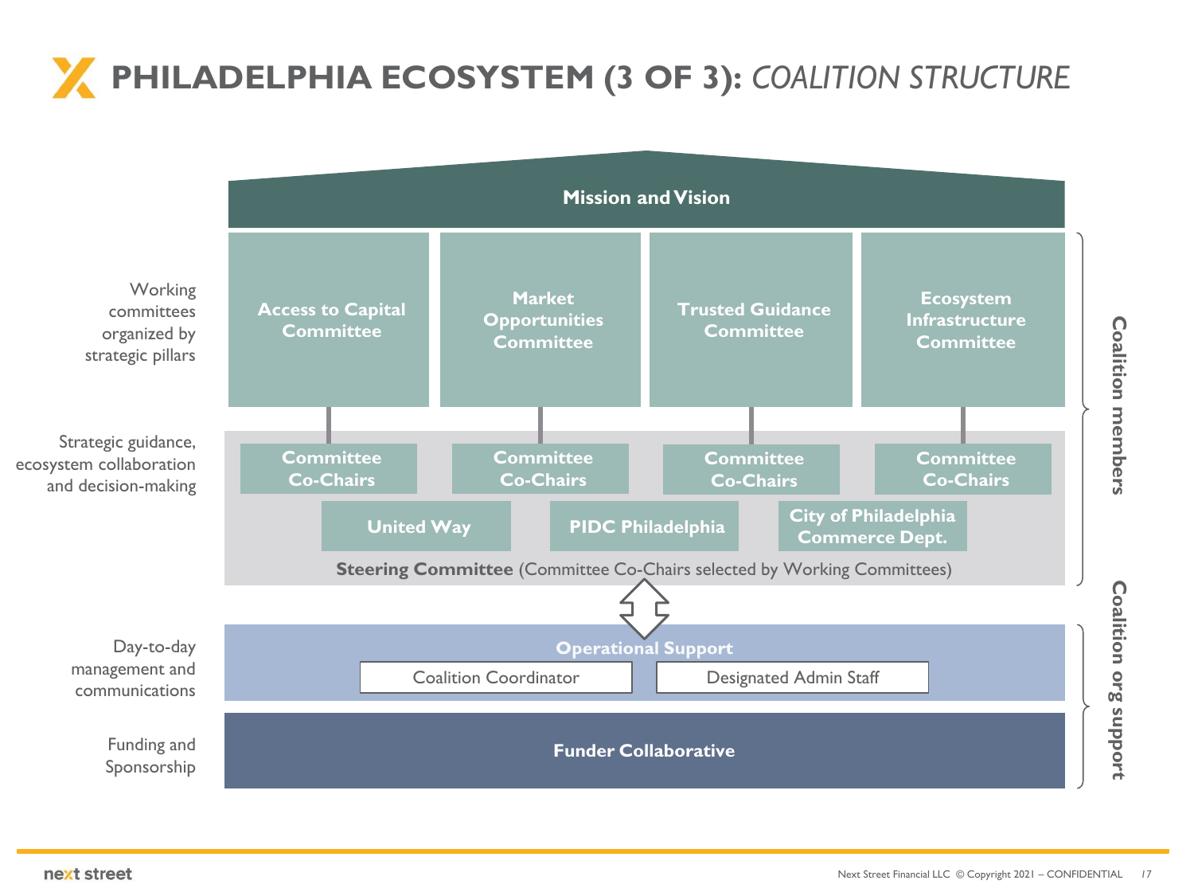# PHILADELPHIA ECOSYSTEM (3 OF 3): *COALITION STRUCTURE*

**Mission and Vision**

*Coalition members*

Working committees organized by strategic pillars

- **Access to Capital Committee**
- **Market Opportunities Committee**
- **Trusted Guidance Committee**
- **Ecosystem Infrastructure Committee**

Strategic guidance, ecosystem collaboration and decision-making

- **Committee Co-Chairs** (one per committee)
- **United Way**
- **PIDC Philadelphia**
- **City of Philadelphia Commerce Dept.**

**Steering Committee** (Committee Co-Chairs selected by Working Committees)

*Coalition org support*

Day-to-day management and communications

**Operational Support**

- Coalition Coordinator
- Designated Admin Staff

Funding and Sponsorship

**Funder Collaborative**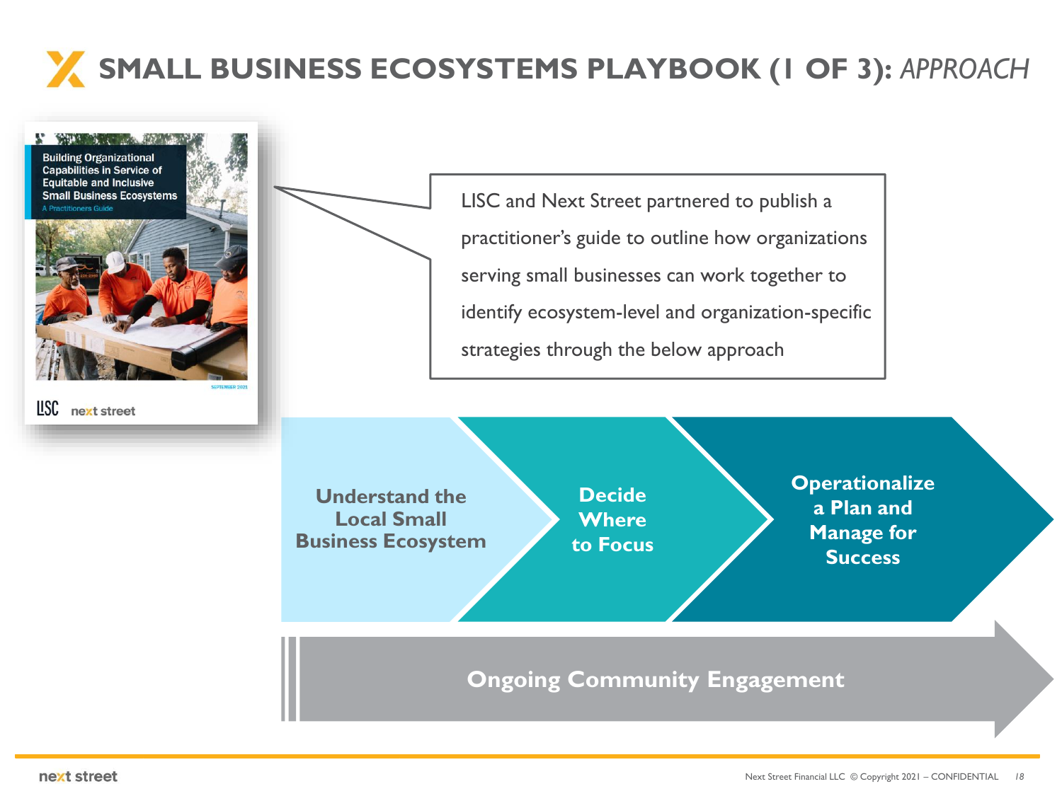# SMALL BUSINESS ECOSYSTEMS PLAYBOOK (1 OF 3): *APPROACH*

Building Organizational Capabilities in Service of Equitable and Inclusive Small Business Ecosystems

A Practitioners Guide

SEPTEMBER 2021

LISC next street

LISC and Next Street partnered to publish a practitioner's guide to outline how organizations serving small businesses can work together to identify ecosystem-level and organization-specific strategies through the below approach

1. **Understand the Local Small Business Ecosystem**
2. **Decide Where to Focus**
3. **Operationalize a Plan and Manage for Success**

**Ongoing Community Engagement**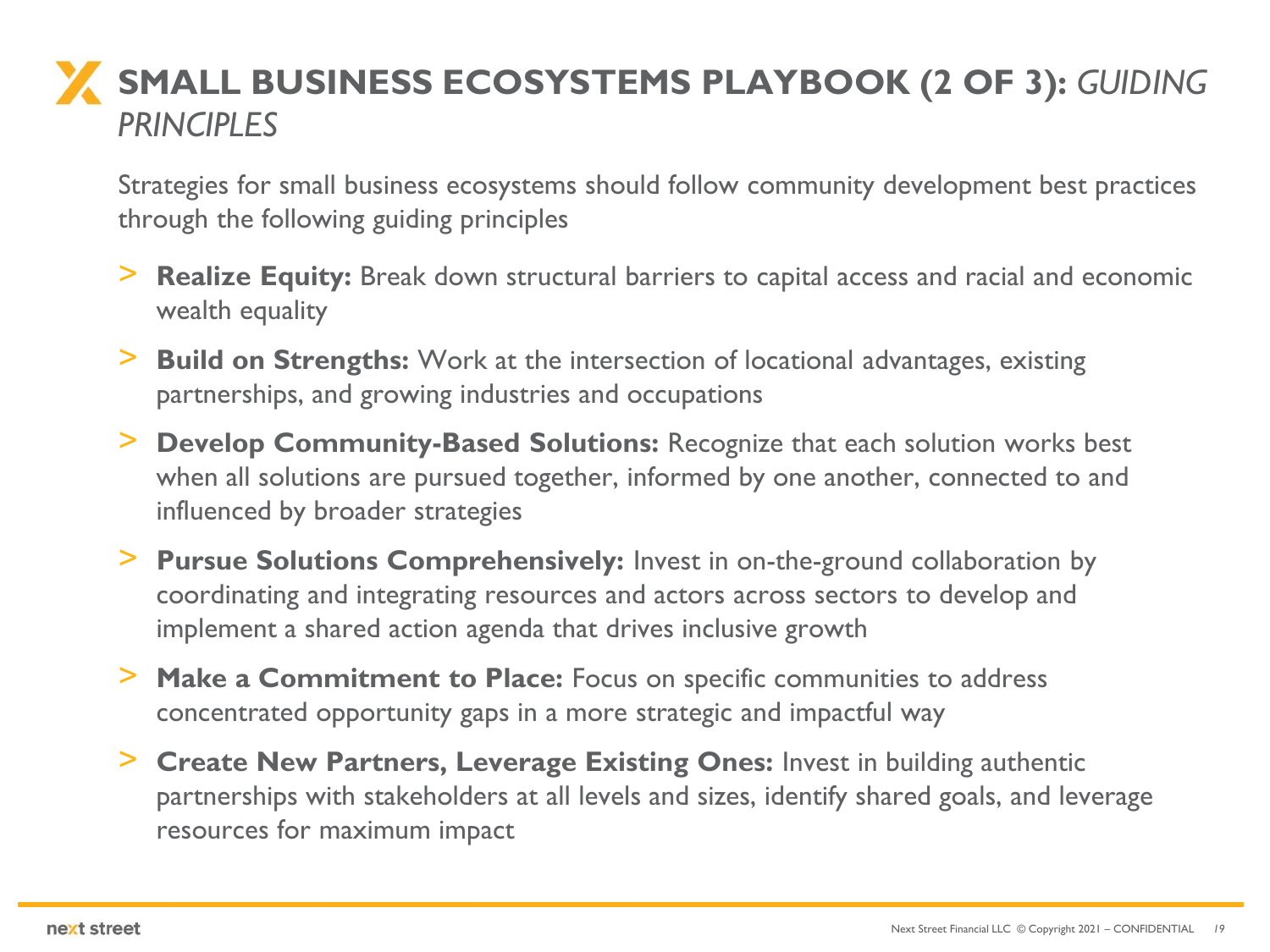# SMALL BUSINESS ECOSYSTEMS PLAYBOOK (2 OF 3): *GUIDING PRINCIPLES*

Strategies for small business ecosystems should follow community development best practices through the following guiding principles

- **Realize Equity:** Break down structural barriers to capital access and racial and economic wealth equality
- **Build on Strengths:** Work at the intersection of locational advantages, existing partnerships, and growing industries and occupations
- **Develop Community-Based Solutions:** Recognize that each solution works best when all solutions are pursued together, informed by one another, connected to and influenced by broader strategies
- **Pursue Solutions Comprehensively:** Invest in on-the-ground collaboration by coordinating and integrating resources and actors across sectors to develop and implement a shared action agenda that drives inclusive growth
- **Make a Commitment to Place:** Focus on specific communities to address concentrated opportunity gaps in a more strategic and impactful way
- **Create New Partners, Leverage Existing Ones:** Invest in building authentic partnerships with stakeholders at all levels and sizes, identify shared goals, and leverage resources for maximum impact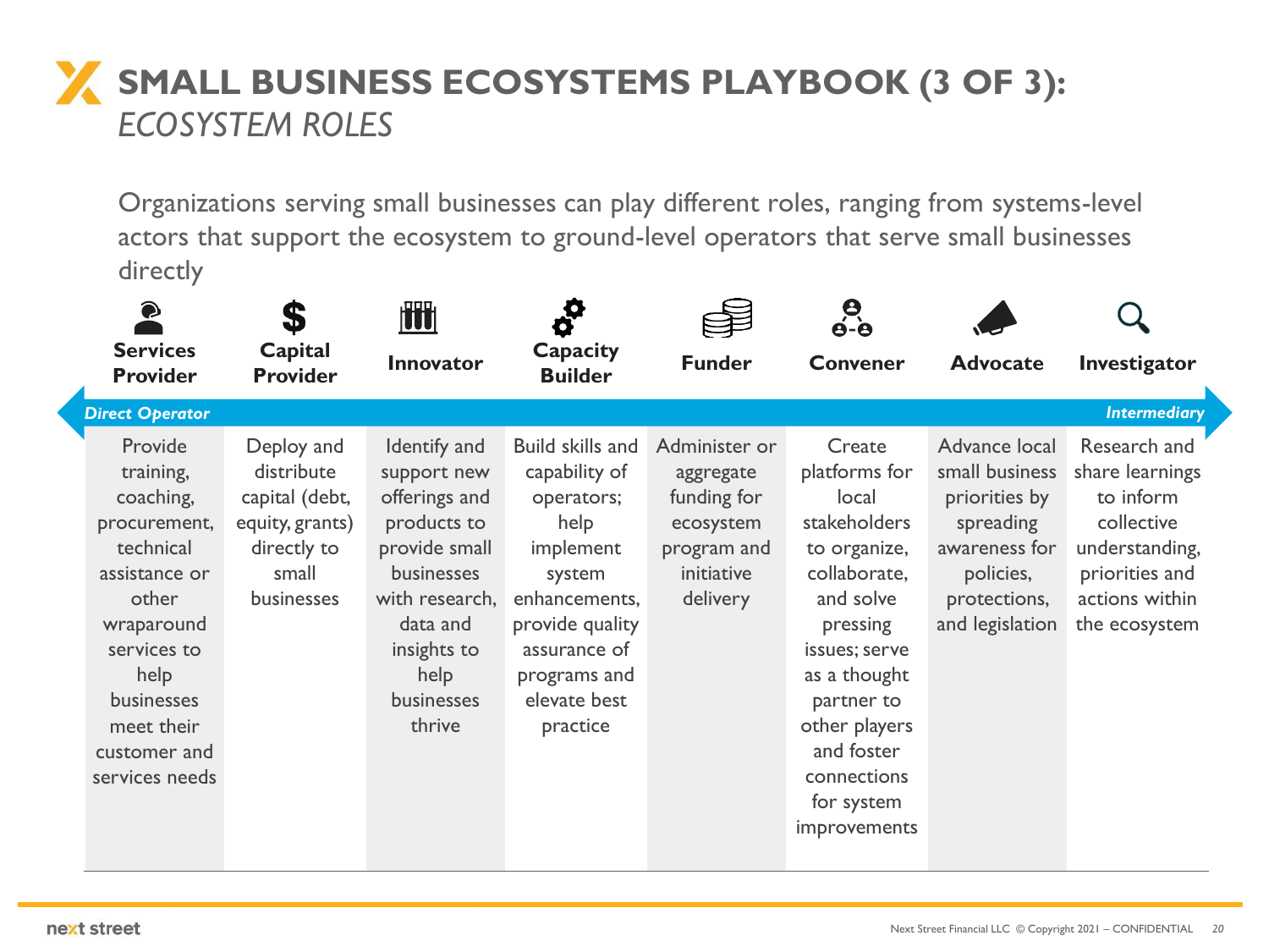# SMALL BUSINESS ECOSYSTEMS PLAYBOOK (3 OF 3): *ECOSYSTEM ROLES*

Organizations serving small businesses can play different roles, ranging from systems-level actors that support the ecosystem to ground-level operators that serve small businesses directly

*Direct Operator* ← → *Intermediary*

| Services Provider | Capital Provider | Innovator | Capacity Builder | Funder | Convener | Advocate | Investigator |
|---|---|---|---|---|---|---|---|
| Provide training, coaching, procurement, technical assistance or other wraparound services to help businesses meet their customer and services needs | Deploy and distribute capital (debt, equity, grants) directly to small businesses | Identify and support new offerings and products to provide small businesses with research, data and insights to help businesses thrive | Build skills and capability of operators; help implement system enhancements, provide quality assurance of programs and elevate best practice | Administer or aggregate funding for ecosystem program and initiative delivery | Create platforms for local stakeholders to organize, collaborate, and solve pressing issues; serve as a thought partner to other players and foster connections for system improvements | Advance local small business priorities by spreading awareness for policies, protections, and legislation | Research and share learnings to inform collective understanding, priorities and actions within the ecosystem |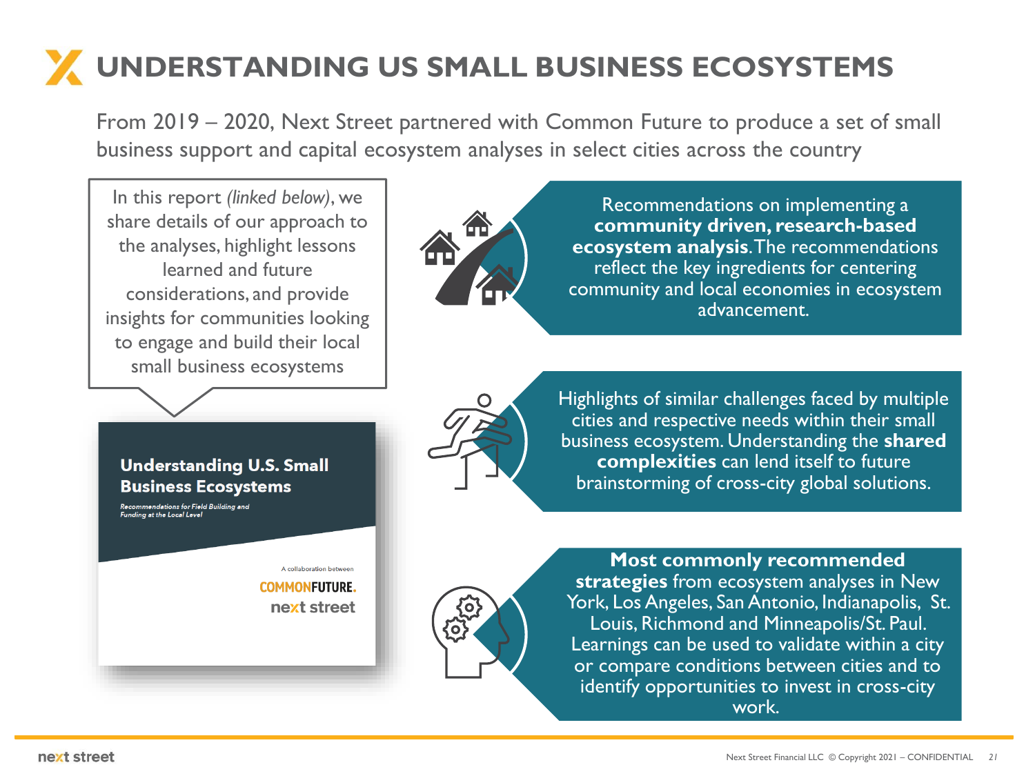# UNDERSTANDING US SMALL BUSINESS ECOSYSTEMS

From 2019 – 2020, Next Street partnered with Common Future to produce a set of small business support and capital ecosystem analyses in select cities across the country

In this report *(linked below)*, we share details of our approach to the analyses, highlight lessons learned and future considerations, and provide insights for communities looking to engage and build their local small business ecosystems

**Understanding U.S. Small Business Ecosystems**

*Recommendations for Field Building and Funding at the Local Level*

A collaboration between

COMMONFUTURE.

next street

Recommendations on implementing a **community driven, research-based ecosystem analysis**. The recommendations reflect the key ingredients for centering community and local economies in ecosystem advancement.

Highlights of similar challenges faced by multiple cities and respective needs within their small business ecosystem. Understanding the **shared complexities** can lend itself to future brainstorming of cross-city global solutions.

**Most commonly recommended strategies** from ecosystem analyses in New York, Los Angeles, San Antonio, Indianapolis, St. Louis, Richmond and Minneapolis/St. Paul. Learnings can be used to validate within a city or compare conditions between cities and to identify opportunities to invest in cross-city work.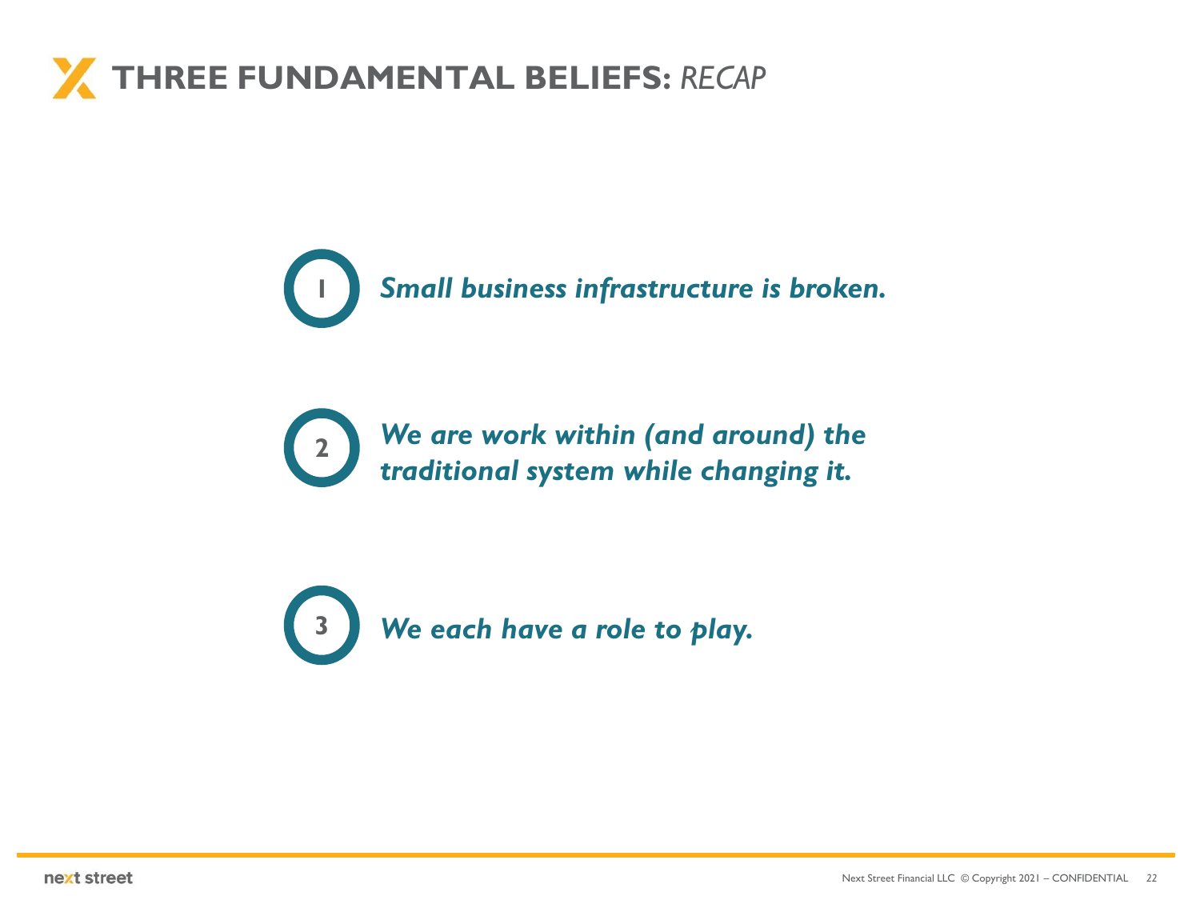# THREE FUNDAMENTAL BELIEFS: *RECAP*

1. ***Small business infrastructure is broken.***

2. ***We are work within (and around) the traditional system while changing it.***

3. ***We each have a role to play.***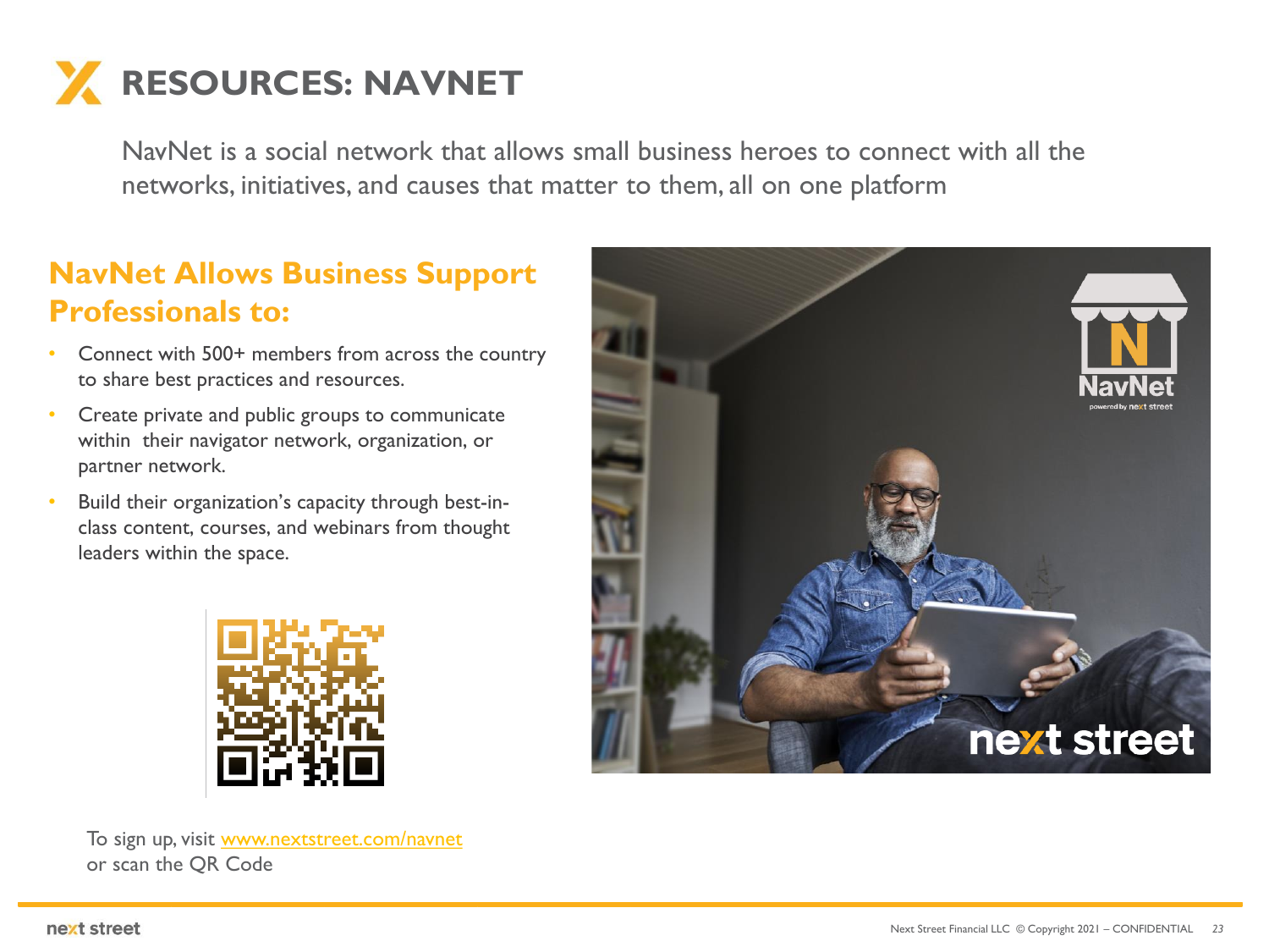# RESOURCES: NAVNET

NavNet is a social network that allows small business heroes to connect with all the networks, initiatives, and causes that matter to them, all on one platform

## NavNet Allows Business Support Professionals to:

- Connect with 500+ members from across the country to share best practices and resources.
- Create private and public groups to communicate within their navigator network, organization, or partner network.
- Build their organization's capacity through best-in-class content, courses, and webinars from thought leaders within the space.

To sign up, visit www.nextstreet.com/navnet or scan the QR Code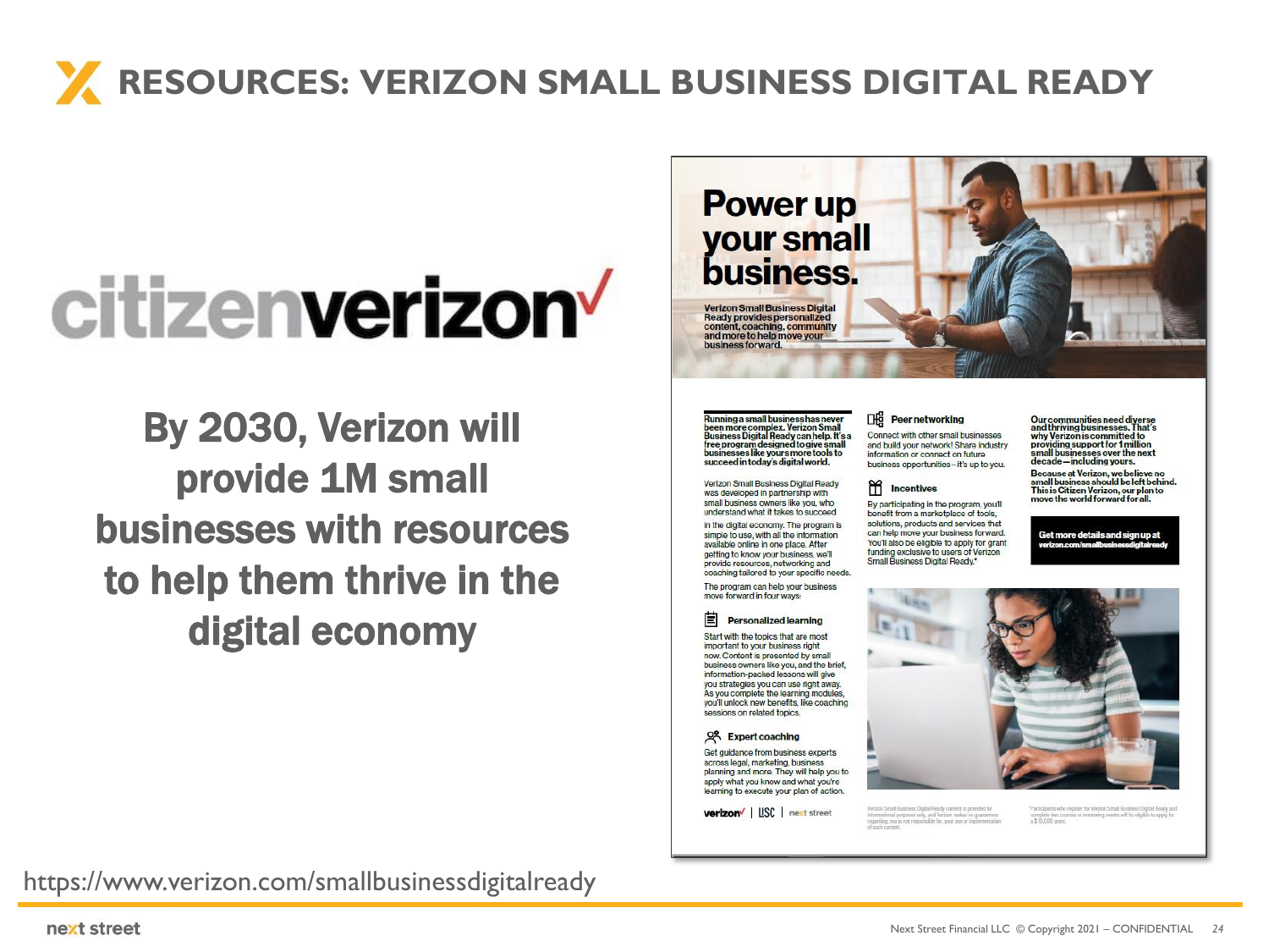# RESOURCES: VERIZON SMALL BUSINESS DIGITAL READY

citizenverizon

**By 2030, Verizon will provide 1M small businesses with resources to help them thrive in the digital economy**

## Power up your small business.

**Verizon Small Business Digital Ready provides personalized content, coaching, community and more to help move your business forward.**

**Running a small business has never been more complex. Verizon Small Business Digital Ready can help. It's a free program designed to give small businesses like yours more tools to succeed in today's digital world.**

Verizon Small Business Digital Ready was developed in partnership with small business owners like you, who understand what it takes to succeed in the digital economy. The program is simple to use, with all the information available online in one place. After getting to know your business, we'll provide resources, networking and coaching tailored to your specific needs.

The program can help your business move forward in four ways:

**Personalized learning**

Start with the topics that are most important to your business right now. Content is presented by small business owners like you, and the brief, information-packed lessons will give you strategies you can use right away. As you complete the learning modules, you'll unlock new benefits, like coaching sessions on related topics.

**Expert coaching**

Get guidance from business experts across legal, marketing, business planning and more. They will help you to apply what you know and what you're learning to execute your plan of action.

**Peer networking**

Connect with other small businesses and build your network! Share industry information or connect on future business opportunities – it's up to you.

**Incentives**

By participating in the program, you'll benefit from a marketplace of tools, solutions, products and services that can help move your business forward. You'll also be eligible to apply for grant funding exclusive to users of Verizon Small Business Digital Ready.*

**Our communities need diverse and thriving businesses. That's why Verizon is committed to providing support for 1 million small businesses over the next decade—including yours.**

**Because at Verizon, we believe no small business should be left behind. This is Citizen Verizon, our plan to move the world forward for all.**

**Get more details and sign up at verizon.com/smallbusinessdigitalready**

verizon | USC | next street

https://www.verizon.com/smallbusinessdigitalready

next street

Next Street Financial LLC © Copyright 2021 – CONFIDENTIAL